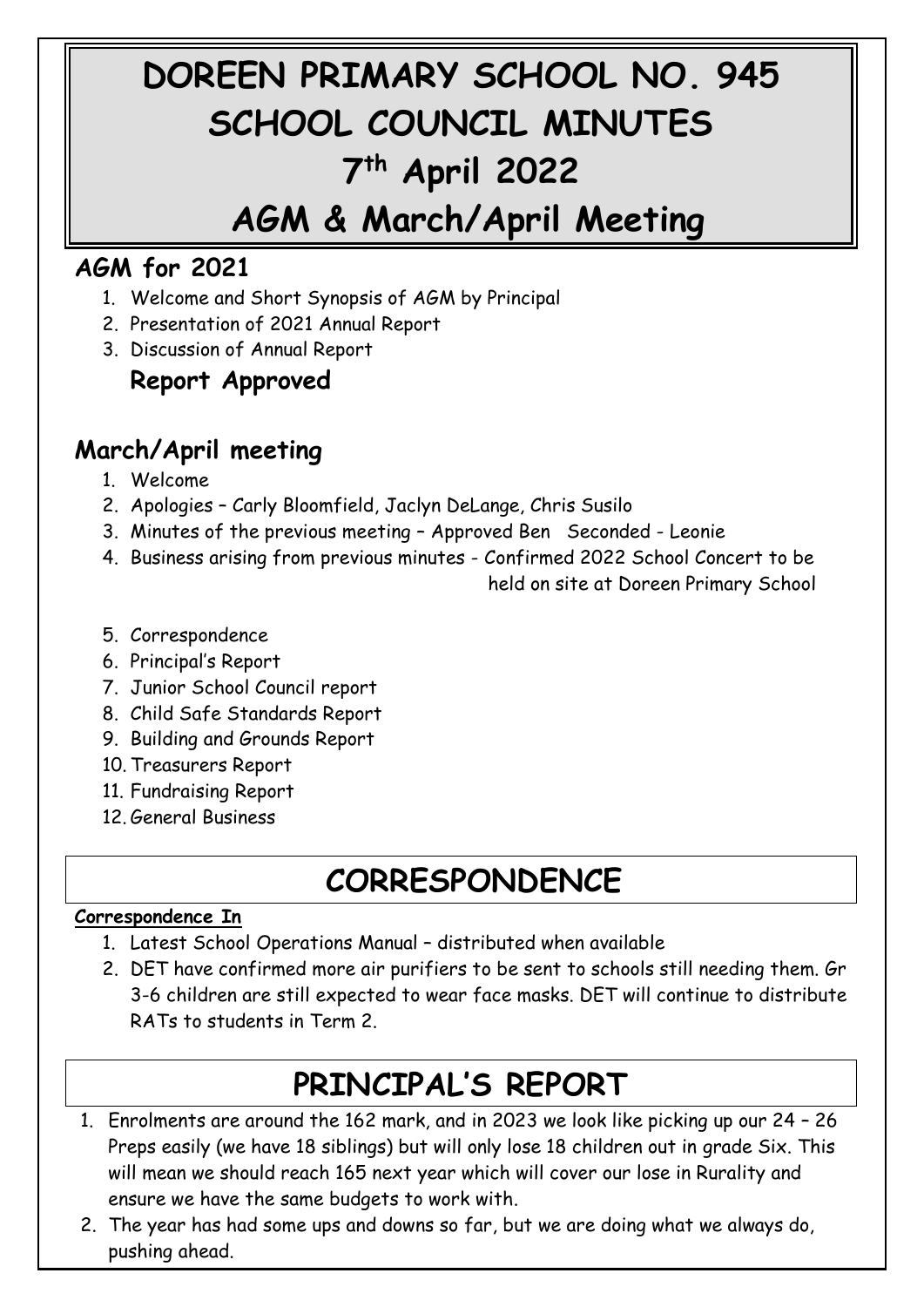# DOREEN PRIMARY SCHOOL NO. 945
# SCHOOL COUNCIL MINUTES
# 7th April 2022
# AGM & March/April Meeting

## AGM for 2021

1. Welcome and Short Synopsis of AGM by Principal
2. Presentation of 2021 Annual Report
3. Discussion of Annual Report

**Report Approved**

## March/April meeting

1. Welcome
2. Apologies – Carly Bloomfield, Jaclyn DeLange, Chris Susilo
3. Minutes of the previous meeting – Approved Ben Seconded - Leonie
4. Business arising from previous minutes - Confirmed 2022 School Concert to be held on site at Doreen Primary School
5. Correspondence
6. Principal's Report
7. Junior School Council report
8. Child Safe Standards Report
9. Building and Grounds Report
10. Treasurers Report
11. Fundraising Report
12. General Business

## CORRESPONDENCE

**Correspondence In**

1. Latest School Operations Manual – distributed when available
2. DET have confirmed more air purifiers to be sent to schools still needing them. Gr 3-6 children are still expected to wear face masks. DET will continue to distribute RATs to students in Term 2.

## PRINCIPAL'S REPORT

1. Enrolments are around the 162 mark, and in 2023 we look like picking up our 24 – 26 Preps easily (we have 18 siblings) but will only lose 18 children out in grade Six. This will mean we should reach 165 next year which will cover our lose in Rurality and ensure we have the same budgets to work with.
2. The year has had some ups and downs so far, but we are doing what we always do, pushing ahead.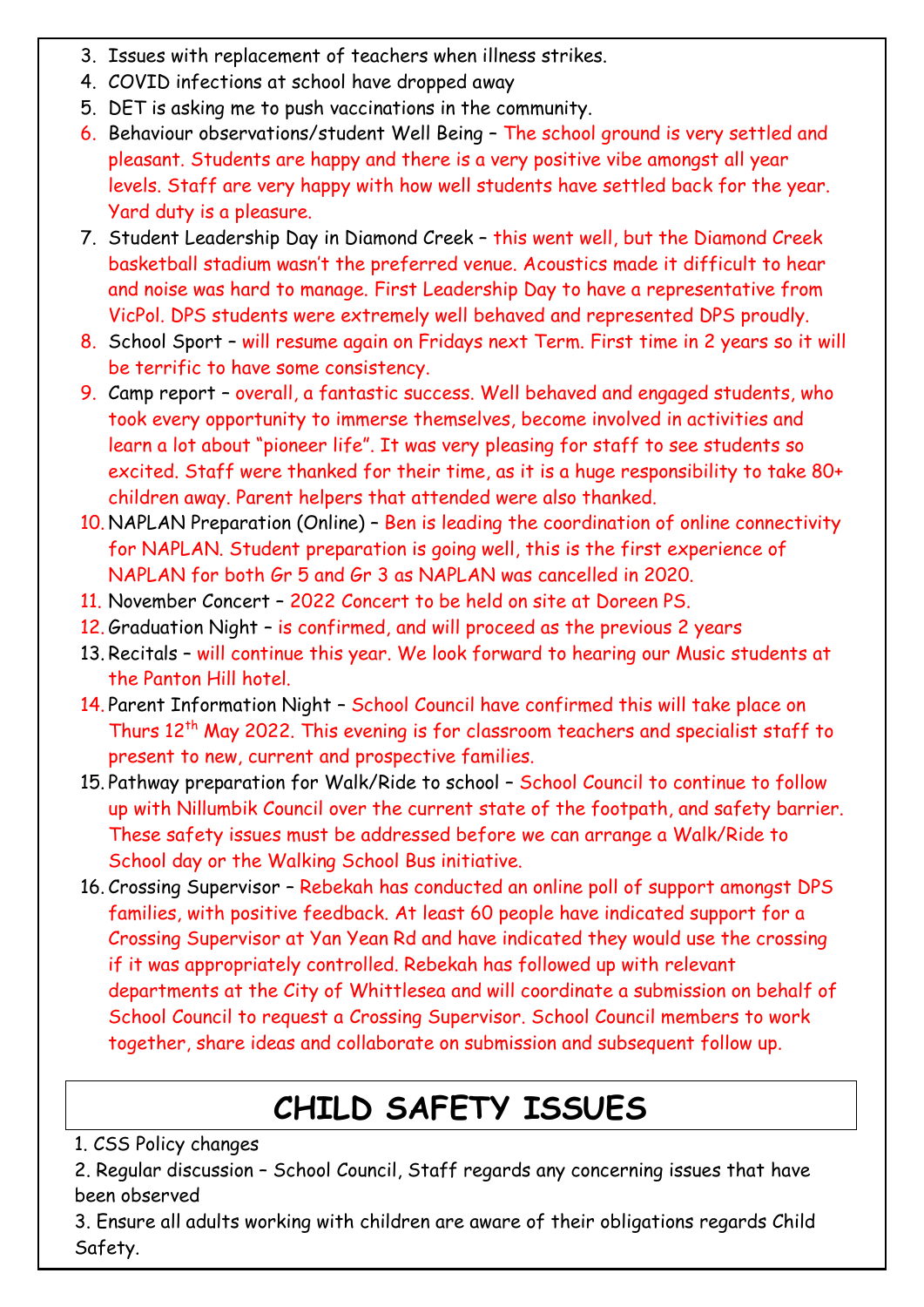3. Issues with replacement of teachers when illness strikes.
4. COVID infections at school have dropped away
5. DET is asking me to push vaccinations in the community.
6. Behaviour observations/student Well Being – The school ground is very settled and pleasant. Students are happy and there is a very positive vibe amongst all year levels. Staff are very happy with how well students have settled back for the year. Yard duty is a pleasure.
7. Student Leadership Day in Diamond Creek – this went well, but the Diamond Creek basketball stadium wasn't the preferred venue. Acoustics made it difficult to hear and noise was hard to manage. First Leadership Day to have a representative from VicPol. DPS students were extremely well behaved and represented DPS proudly.
8. School Sport – will resume again on Fridays next Term. First time in 2 years so it will be terrific to have some consistency.
9. Camp report – overall, a fantastic success. Well behaved and engaged students, who took every opportunity to immerse themselves, become involved in activities and learn a lot about "pioneer life". It was very pleasing for staff to see students so excited. Staff were thanked for their time, as it is a huge responsibility to take 80+ children away. Parent helpers that attended were also thanked.
10. NAPLAN Preparation (Online) – Ben is leading the coordination of online connectivity for NAPLAN. Student preparation is going well, this is the first experience of NAPLAN for both Gr 5 and Gr 3 as NAPLAN was cancelled in 2020.
11. November Concert – 2022 Concert to be held on site at Doreen PS.
12. Graduation Night – is confirmed, and will proceed as the previous 2 years
13. Recitals – will continue this year. We look forward to hearing our Music students at the Panton Hill hotel.
14. Parent Information Night – School Council have confirmed this will take place on Thurs 12th May 2022. This evening is for classroom teachers and specialist staff to present to new, current and prospective families.
15. Pathway preparation for Walk/Ride to school – School Council to continue to follow up with Nillumbik Council over the current state of the footpath, and safety barrier. These safety issues must be addressed before we can arrange a Walk/Ride to School day or the Walking School Bus initiative.
16. Crossing Supervisor – Rebekah has conducted an online poll of support amongst DPS families, with positive feedback. At least 60 people have indicated support for a Crossing Supervisor at Yan Yean Rd and have indicated they would use the crossing if it was appropriately controlled. Rebekah has followed up with relevant departments at the City of Whittlesea and will coordinate a submission on behalf of School Council to request a Crossing Supervisor. School Council members to work together, share ideas and collaborate on submission and subsequent follow up.

# CHILD SAFETY ISSUES

1. CSS Policy changes
2. Regular discussion – School Council, Staff regards any concerning issues that have been observed
3. Ensure all adults working with children are aware of their obligations regards Child Safety.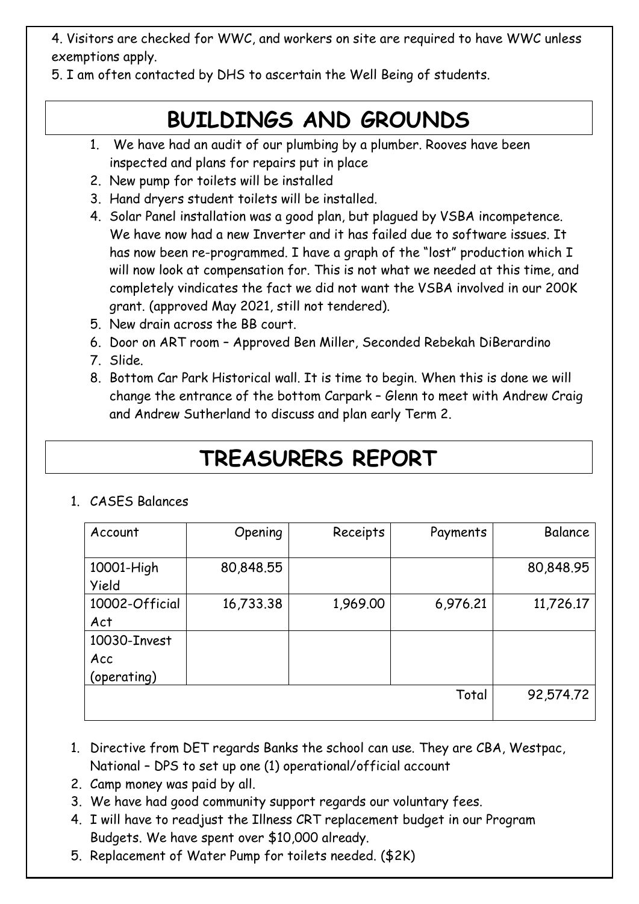4. Visitors are checked for WWC, and workers on site are required to have WWC unless exemptions apply.
5. I am often contacted by DHS to ascertain the Well Being of students.

# BUILDINGS AND GROUNDS

1. We have had an audit of our plumbing by a plumber. Rooves have been inspected and plans for repairs put in place
2. New pump for toilets will be installed
3. Hand dryers student toilets will be installed.
4. Solar Panel installation was a good plan, but plagued by VSBA incompetence. We have now had a new Inverter and it has failed due to software issues. It has now been re-programmed. I have a graph of the "lost" production which I will now look at compensation for. This is not what we needed at this time, and completely vindicates the fact we did not want the VSBA involved in our 200K grant. (approved May 2021, still not tendered).
5. New drain across the BB court.
6. Door on ART room – Approved Ben Miller, Seconded Rebekah DiBerardino
7. Slide.
8. Bottom Car Park Historical wall. It is time to begin. When this is done we will change the entrance of the bottom Carpark – Glenn to meet with Andrew Craig and Andrew Sutherland to discuss and plan early Term 2.

# TREASURERS REPORT

1. CASES Balances

| Account | Opening | Receipts | Payments | Balance |
|---|---:|---:|---:|---:|
| 10001-High Yield | 80,848.55 | | | 80,848.95 |
| 10002-Official Act | 16,733.38 | 1,969.00 | 6,976.21 | 11,726.17 |
| 10030-Invest Acc (operating) | | | | |
| | | | Total | 92,574.72 |

1. Directive from DET regards Banks the school can use. They are CBA, Westpac, National – DPS to set up one (1) operational/official account
2. Camp money was paid by all.
3. We have had good community support regards our voluntary fees.
4. I will have to readjust the Illness CRT replacement budget in our Program Budgets. We have spent over $10,000 already.
5. Replacement of Water Pump for toilets needed. ($2K)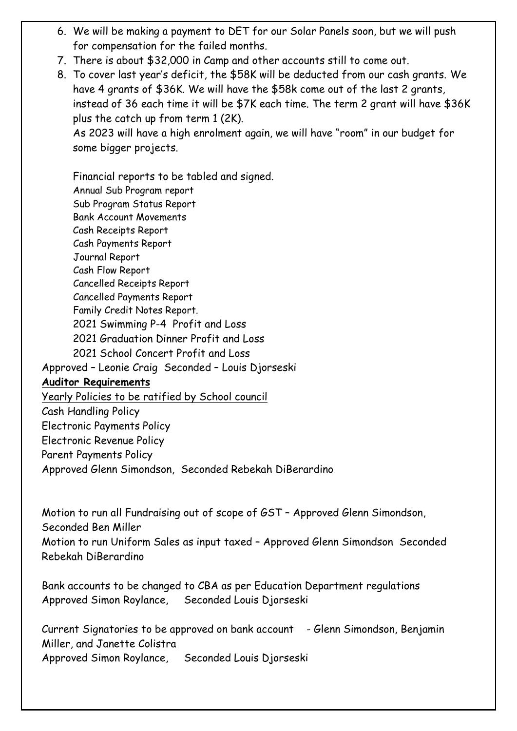6. We will be making a payment to DET for our Solar Panels soon, but we will push for compensation for the failed months.
7. There is about $32,000 in Camp and other accounts still to come out.
8. To cover last year's deficit, the $58K will be deducted from our cash grants. We have 4 grants of $36K. We will have the $58k come out of the last 2 grants, instead of 36 each time it will be $7K each time. The term 2 grant will have $36K plus the catch up from term 1 (2K).

   As 2023 will have a high enrolment again, we will have "room" in our budget for some bigger projects.

   Financial reports to be tabled and signed.

   Annual Sub Program report
   Sub Program Status Report
   Bank Account Movements
   Cash Receipts Report
   Cash Payments Report
   Journal Report
   Cash Flow Report
   Cancelled Receipts Report
   Cancelled Payments Report
   Family Credit Notes Report.
   2021 Swimming P-4 Profit and Loss
   2021 Graduation Dinner Profit and Loss
   2021 School Concert Profit and Loss

Approved – Leonie Craig Seconded – Louis Djorseski

**Auditor Requirements**

Yearly Policies to be ratified by School council

Cash Handling Policy
Electronic Payments Policy
Electronic Revenue Policy
Parent Payments Policy

Approved Glenn Simondson, Seconded Rebekah DiBerardino

Motion to run all Fundraising out of scope of GST – Approved Glenn Simondson, Seconded Ben Miller

Motion to run Uniform Sales as input taxed – Approved Glenn Simondson Seconded Rebekah DiBerardino

Bank accounts to be changed to CBA as per Education Department regulations
Approved Simon Roylance, Seconded Louis Djorseski

Current Signatories to be approved on bank account - Glenn Simondson, Benjamin Miller, and Janette Colistra
Approved Simon Roylance, Seconded Louis Djorseski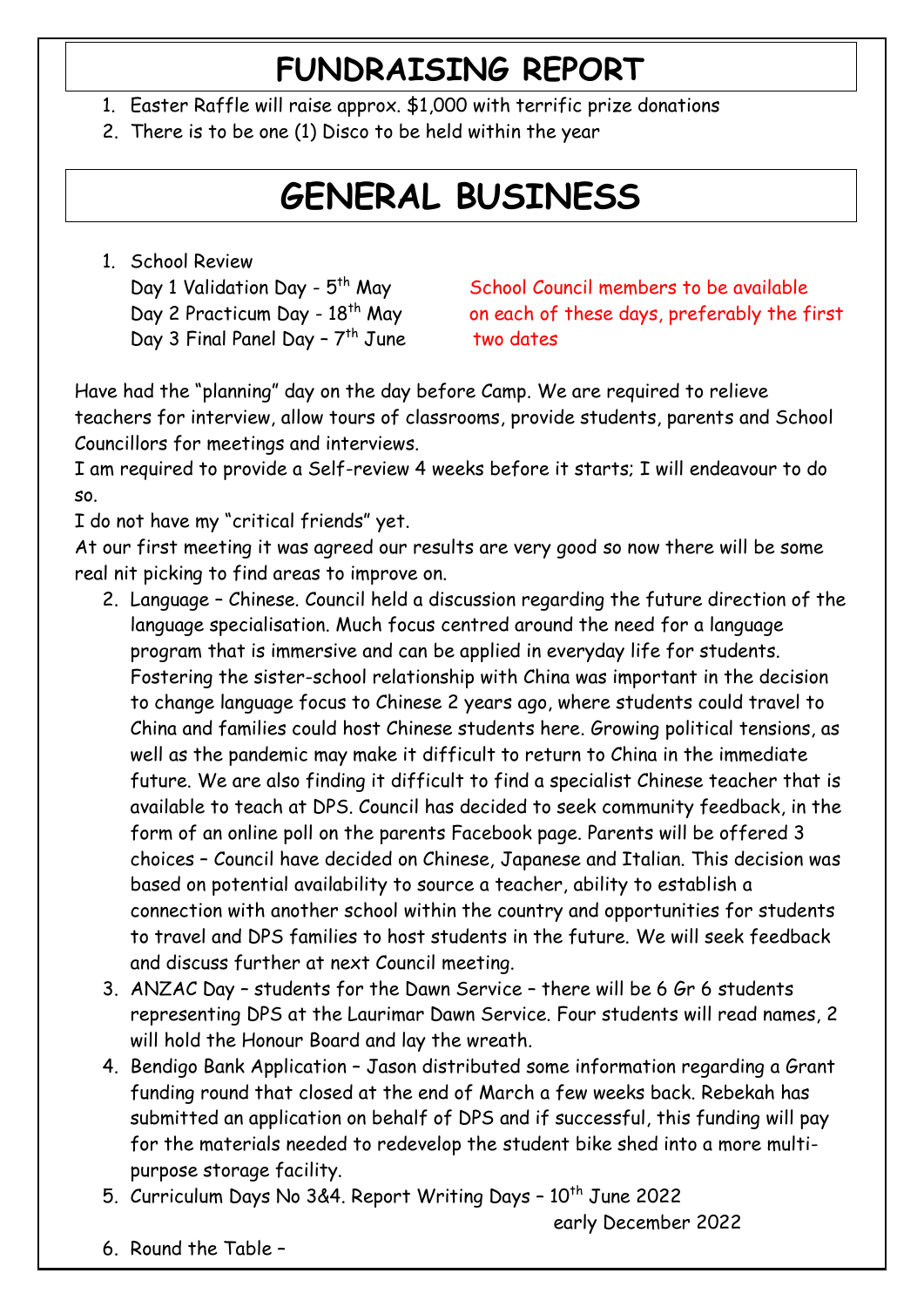# FUNDRAISING REPORT

1. Easter Raffle will raise approx. $1,000 with terrific prize donations
2. There is to be one (1) Disco to be held within the year

# GENERAL BUSINESS

1. School Review

   Day 1 Validation Day - 5th May
   Day 2 Practicum Day - 18th May
   Day 3 Final Panel Day – 7th June

   School Council members to be available on each of these days, preferably the first two dates

Have had the "planning" day on the day before Camp. We are required to relieve teachers for interview, allow tours of classrooms, provide students, parents and School Councillors for meetings and interviews.

I am required to provide a Self-review 4 weeks before it starts; I will endeavour to do so.

I do not have my "critical friends" yet.

At our first meeting it was agreed our results are very good so now there will be some real nit picking to find areas to improve on.

2. Language – Chinese. Council held a discussion regarding the future direction of the language specialisation. Much focus centred around the need for a language program that is immersive and can be applied in everyday life for students. Fostering the sister-school relationship with China was important in the decision to change language focus to Chinese 2 years ago, where students could travel to China and families could host Chinese students here. Growing political tensions, as well as the pandemic may make it difficult to return to China in the immediate future. We are also finding it difficult to find a specialist Chinese teacher that is available to teach at DPS. Council has decided to seek community feedback, in the form of an online poll on the parents Facebook page. Parents will be offered 3 choices – Council have decided on Chinese, Japanese and Italian. This decision was based on potential availability to source a teacher, ability to establish a connection with another school within the country and opportunities for students to travel and DPS families to host students in the future. We will seek feedback and discuss further at next Council meeting.
3. ANZAC Day – students for the Dawn Service – there will be 6 Gr 6 students representing DPS at the Laurimar Dawn Service. Four students will read names, 2 will hold the Honour Board and lay the wreath.
4. Bendigo Bank Application – Jason distributed some information regarding a Grant funding round that closed at the end of March a few weeks back. Rebekah has submitted an application on behalf of DPS and if successful, this funding will pay for the materials needed to redevelop the student bike shed into a more multi-purpose storage facility.
5. Curriculum Days No 3&4. Report Writing Days – 10th June 2022
   early December 2022
6. Round the Table –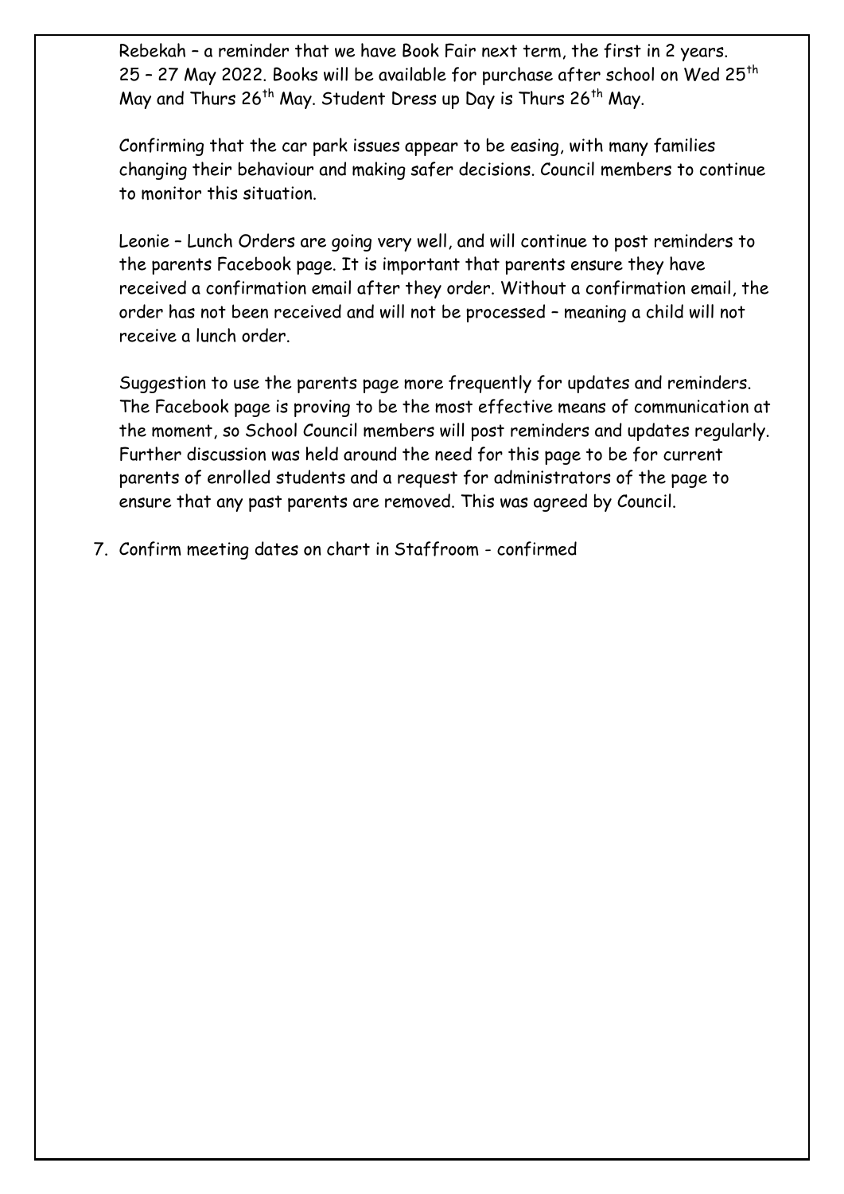Rebekah – a reminder that we have Book Fair next term, the first in 2 years. 25 – 27 May 2022. Books will be available for purchase after school on Wed 25th May and Thurs 26th May. Student Dress up Day is Thurs 26th May.

Confirming that the car park issues appear to be easing, with many families changing their behaviour and making safer decisions. Council members to continue to monitor this situation.

Leonie – Lunch Orders are going very well, and will continue to post reminders to the parents Facebook page. It is important that parents ensure they have received a confirmation email after they order. Without a confirmation email, the order has not been received and will not be processed – meaning a child will not receive a lunch order.

Suggestion to use the parents page more frequently for updates and reminders. The Facebook page is proving to be the most effective means of communication at the moment, so School Council members will post reminders and updates regularly. Further discussion was held around the need for this page to be for current parents of enrolled students and a request for administrators of the page to ensure that any past parents are removed. This was agreed by Council.

7. Confirm meeting dates on chart in Staffroom - confirmed